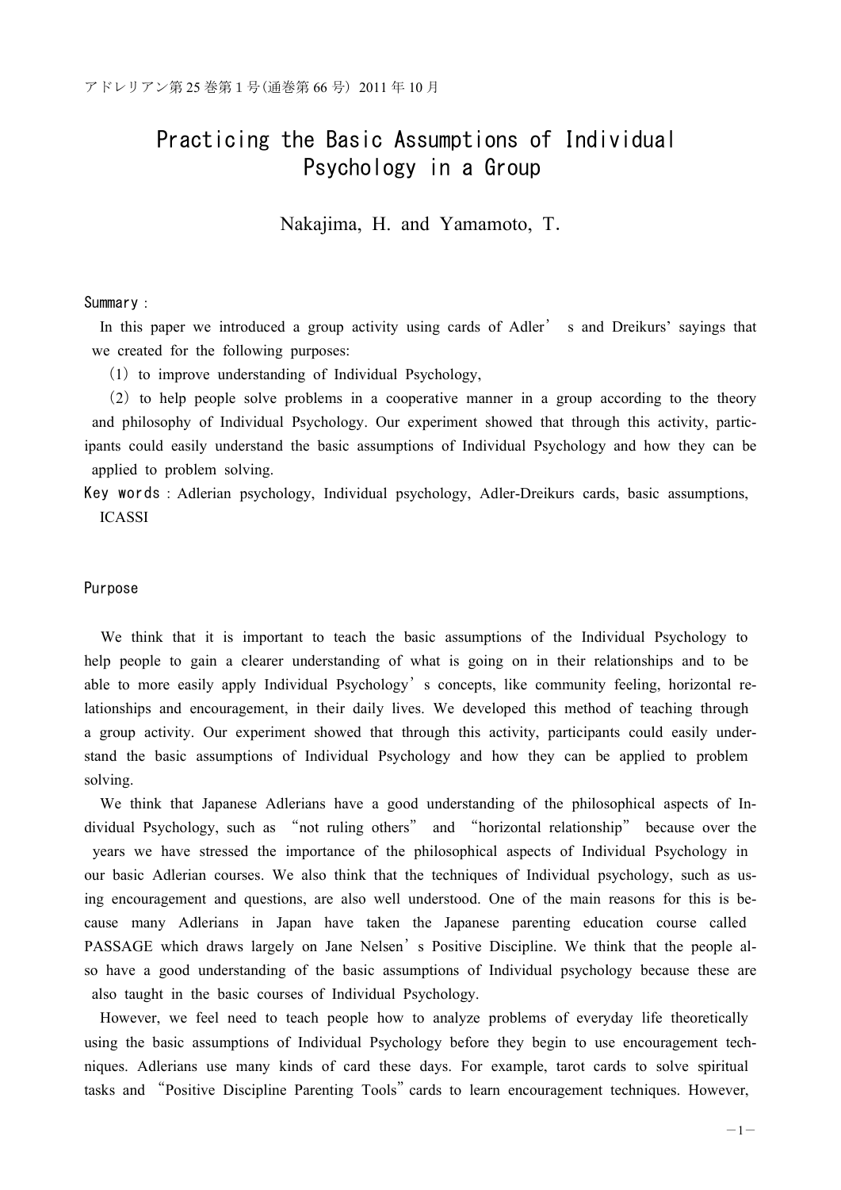# Practicing the Basic Assumptions of Individual Psychology in a Group

Nakajima, H. and Yamamoto, T.

**Summary**：

In this paper we introduced a group activity using cards of Adler's and Dreikurs' sayings that we created for the following purposes:

（1）to improve understanding of Individual Psychology,

（2）to help people solve problems in a cooperative manner in a group according to the theory and philosophy of Individual Psychology. Our experiment showed that through this activity, participants could easily understand the basic assumptions of Individual Psychology and how they can be applied to problem solving.

**Key words**：Adlerian psychology, Individual psychology, Adler-Dreikurs cards, basic assumptions, ICASSI

## Purpose

We think that it is important to teach the basic assumptions of the Individual Psychology to help people to gain a clearer understanding of what is going on in their relationships and to be able to more easily apply Individual Psychology's concepts, like community feeling, horizontal relationships and encouragement, in their daily lives. We developed this method of teaching through a group activity. Our experiment showed that through this activity, participants could easily understand the basic assumptions of Individual Psychology and how they can be applied to problem solving.

We think that Japanese Adlerians have a good understanding of the philosophical aspects of Individual Psychology, such as "not ruling others" and "horizontal relationship" because over the years we have stressed the importance of the philosophical aspects of Individual Psychology in our basic Adlerian courses. We also think that the techniques of Individual psychology, such as using encouragement and questions, are also well understood. One of the main reasons for this is because many Adlerians in Japan have taken the Japanese parenting education course called PASSAGE which draws largely on Jane Nelsen's Positive Discipline. We think that the people also have a good understanding of the basic assumptions of Individual psychology because these are also taught in the basic courses of Individual Psychology.

However, we feel need to teach people how to analyze problems of everyday life theoretically using the basic assumptions of Individual Psychology before they begin to use encouragement techniques. Adlerians use many kinds of card these days. For example, tarot cards to solve spiritual tasks and "Positive Discipline Parenting Tools" cards to learn encouragement techniques. However,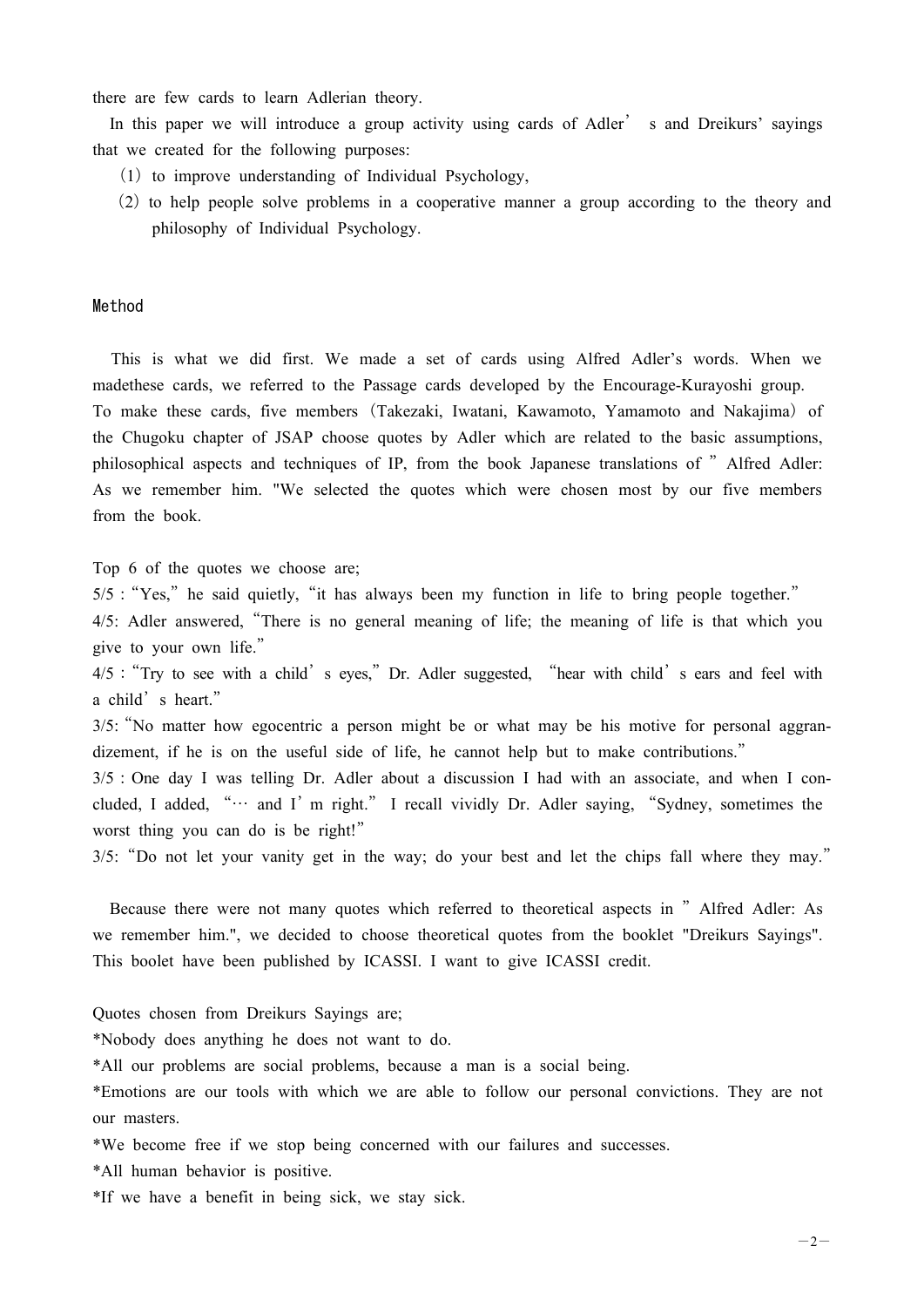there are few cards to learn Adlerian theory.

In this paper we will introduce a group activity using cards of Adler' s and Dreikurs' sayings that we created for the following purposes:

(1) to improve understanding of Individual Psychology,

(2) to help people solve problems in a cooperative manner a group according to the theory and philosophy of Individual Psychology.

## Method

This is what we did first. We made a set of cards using Alfred Adler's words. When we madethese cards, we referred to the Passage cards developed by the Encourage-Kurayoshi group. To make these cards, five members (Takezaki, Iwatani, Kawamoto, Yamamoto and Nakajima) of the Chugoku chapter of JSAP choose quotes by Adler which are related to the basic assumptions, philosophical aspects and techniques of IP, from the book Japanese translations of " Alfred Adler: As we remember him. "We selected the quotes which were chosen most by our five members from the book.

Top 6 of the quotes we choose are;

5/5 : "Yes," he said quietly, "it has always been my function in life to bring people together."

4/5: Adler answered, "There is no general meaning of life; the meaning of life is that which you give to your own life."

4/5 : "Try to see with a child' s eyes," Dr. Adler suggested, "hear with child' s ears and feel with a child' s heart."

3/5: "No matter how egocentric a person might be or what may be his motive for personal aggrandizement, if he is on the useful side of life, he cannot help but to make contributions."

3/5 : One day I was telling Dr. Adler about a discussion I had with an associate, and when I concluded, I added, "… and I' m right." I recall vividly Dr. Adler saying, "Sydney, sometimes the worst thing you can do is be right!"

3/5: "Do not let your vanity get in the way; do your best and let the chips fall where they may."

Because there were not many quotes which referred to theoretical aspects in " Alfred Adler: As we remember him.", we decided to choose theoretical quotes from the booklet "Dreikurs Sayings". This boolet have been published by ICASSI. I want to give ICASSI credit.

Quotes chosen from Dreikurs Sayings are;

*Nobody does anything he does not want to do.

*All our problems are social problems, because a man is a social being.

*Emotions are our tools with which we are able to follow our personal convictions. They are not our masters.

*We become free if we stop being concerned with our failures and successes.

*All human behavior is positive.

*If we have a benefit in being sick, we stay sick.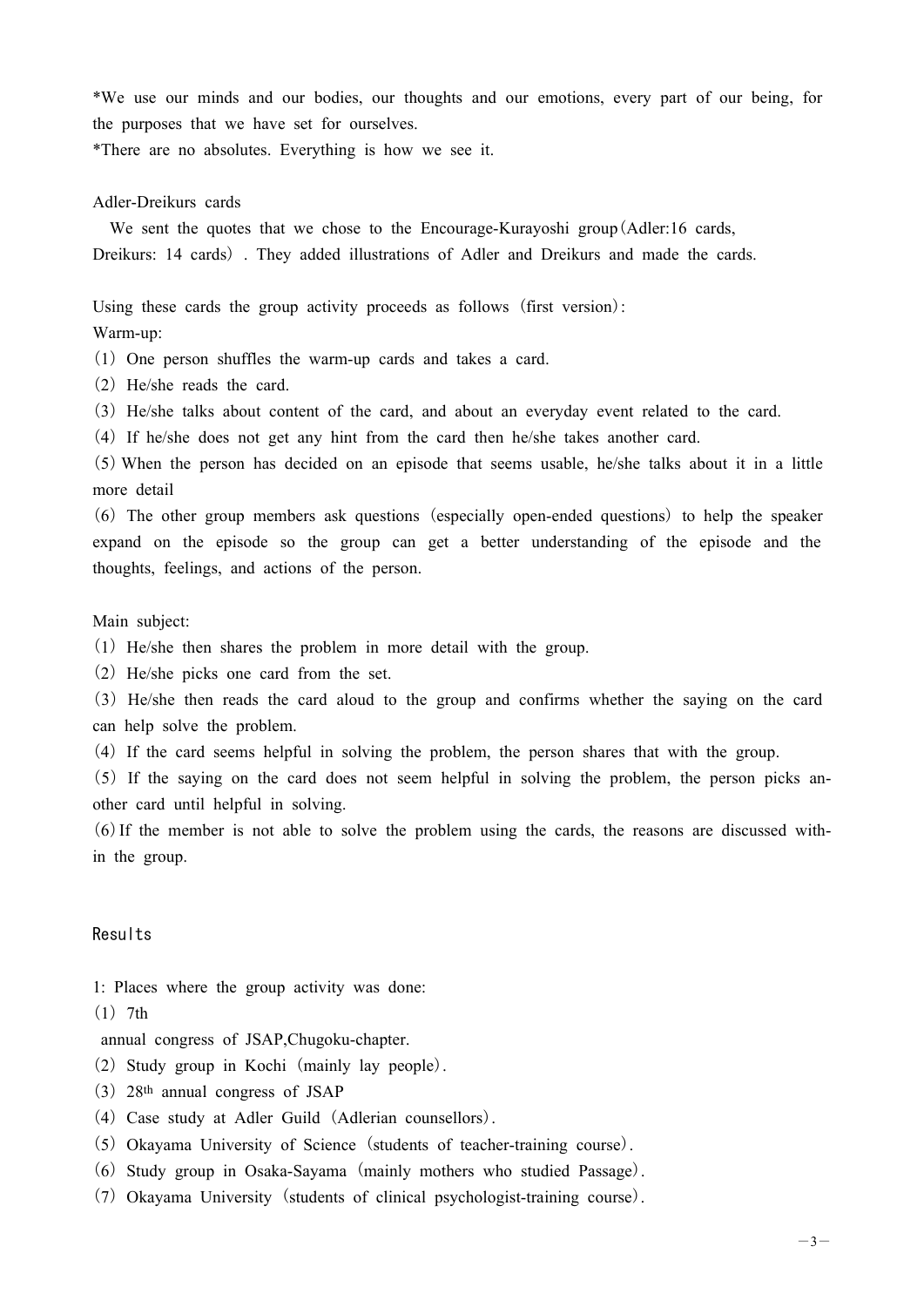*We use our minds and our bodies, our thoughts and our emotions, every part of our being, for the purposes that we have set for ourselves.

*There are no absolutes. Everything is how we see it.

Adler-Dreikurs cards

We sent the quotes that we chose to the Encourage-Kurayoshi group（Adler:16 cards, Dreikurs: 14 cards）. They added illustrations of Adler and Dreikurs and made the cards.

Using these cards the group activity proceeds as follows（first version）:

Warm-up:

（1）One person shuffles the warm-up cards and takes a card.

（2）He/she reads the card.

（3）He/she talks about content of the card, and about an everyday event related to the card.

（4）If he/she does not get any hint from the card then he/she takes another card.

（5）When the person has decided on an episode that seems usable, he/she talks about it in a little more detail

（6）The other group members ask questions（especially open-ended questions）to help the speaker expand on the episode so the group can get a better understanding of the episode and the thoughts, feelings, and actions of the person.

Main subject:

（1）He/she then shares the problem in more detail with the group.

（2）He/she picks one card from the set.

（3）He/she then reads the card aloud to the group and confirms whether the saying on the card can help solve the problem.

（4）If the card seems helpful in solving the problem, the person shares that with the group.

（5）If the saying on the card does not seem helpful in solving the problem, the person picks another card until helpful in solving.

（6）If the member is not able to solve the problem using the cards, the reasons are discussed within the group.

## Results

1: Places where the group activity was done:

（1）7th annual congress of JSAP,Chugoku-chapter.

（2）Study group in Kochi（mainly lay people）.

（3）28th annual congress of JSAP

（4）Case study at Adler Guild（Adlerian counsellors）.

（5）Okayama University of Science（students of teacher-training course）.

（6）Study group in Osaka-Sayama（mainly mothers who studied Passage）.

（7）Okayama University（students of clinical psychologist-training course）.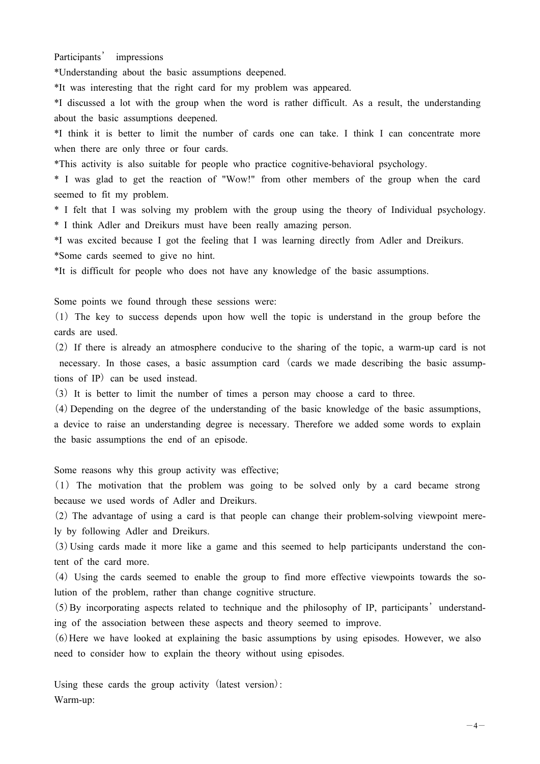Participants' impressions

*Understanding about the basic assumptions deepened.

*It was interesting that the right card for my problem was appeared.

*I discussed a lot with the group when the word is rather difficult. As a result, the understanding about the basic assumptions deepened.

*I think it is better to limit the number of cards one can take. I think I can concentrate more when there are only three or four cards.

*This activity is also suitable for people who practice cognitive-behavioral psychology.

* I was glad to get the reaction of "Wow!" from other members of the group when the card seemed to fit my problem.

* I felt that I was solving my problem with the group using the theory of Individual psychology.

* I think Adler and Dreikurs must have been really amazing person.

*I was excited because I got the feeling that I was learning directly from Adler and Dreikurs.

*Some cards seemed to give no hint.

*It is difficult for people who does not have any knowledge of the basic assumptions.

Some points we found through these sessions were:

(1) The key to success depends upon how well the topic is understand in the group before the cards are used.

(2) If there is already an atmosphere conducive to the sharing of the topic, a warm-up card is not necessary. In those cases, a basic assumption card (cards we made describing the basic assumptions of IP) can be used instead.

(3) It is better to limit the number of times a person may choose a card to three.

(4) Depending on the degree of the understanding of the basic knowledge of the basic assumptions, a device to raise an understanding degree is necessary. Therefore we added some words to explain the basic assumptions the end of an episode.

Some reasons why this group activity was effective;

(1) The motivation that the problem was going to be solved only by a card became strong because we used words of Adler and Dreikurs.

(2) The advantage of using a card is that people can change their problem-solving viewpoint merely by following Adler and Dreikurs.

(3) Using cards made it more like a game and this seemed to help participants understand the content of the card more.

(4) Using the cards seemed to enable the group to find more effective viewpoints towards the solution of the problem, rather than change cognitive structure.

(5) By incorporating aspects related to technique and the philosophy of IP, participants' understanding of the association between these aspects and theory seemed to improve.

(6) Here we have looked at explaining the basic assumptions by using episodes. However, we also need to consider how to explain the theory without using episodes.

Using these cards the group activity (latest version):

Warm-up: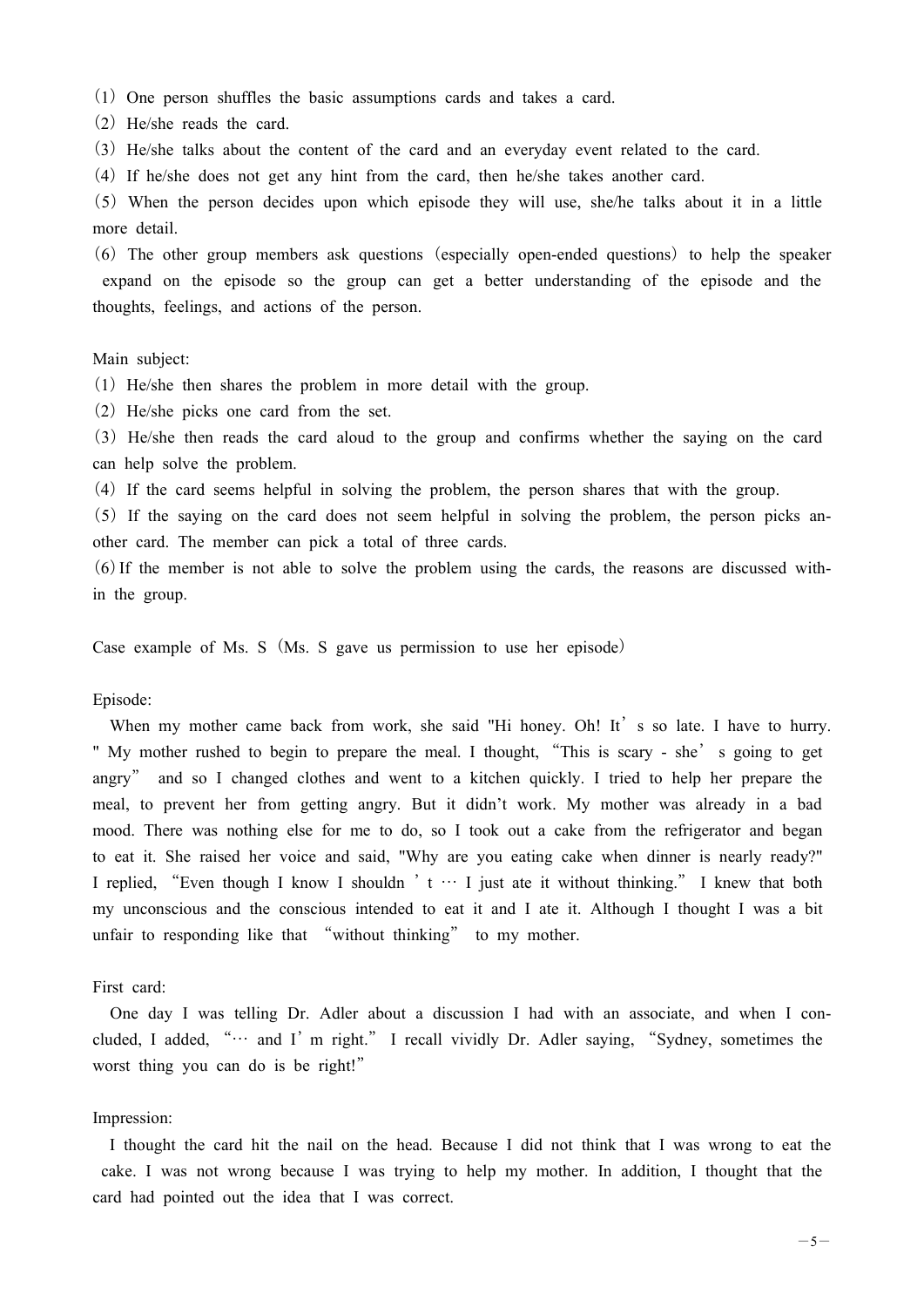(1) One person shuffles the basic assumptions cards and takes a card.
(2) He/she reads the card.
(3) He/she talks about the content of the card and an everyday event related to the card.
(4) If he/she does not get any hint from the card, then he/she takes another card.
(5) When the person decides upon which episode they will use, she/he talks about it in a little more detail.
(6) The other group members ask questions (especially open-ended questions) to help the speaker expand on the episode so the group can get a better understanding of the episode and the thoughts, feelings, and actions of the person.

Main subject:
(1) He/she then shares the problem in more detail with the group.
(2) He/she picks one card from the set.
(3) He/she then reads the card aloud to the group and confirms whether the saying on the card can help solve the problem.
(4) If the card seems helpful in solving the problem, the person shares that with the group.
(5) If the saying on the card does not seem helpful in solving the problem, the person picks another card. The member can pick a total of three cards.
(6) If the member is not able to solve the problem using the cards, the reasons are discussed within the group.

Case example of Ms. S (Ms. S gave us permission to use her episode)

Episode:

When my mother came back from work, she said "Hi honey. Oh! It's so late. I have to hurry." My mother rushed to begin to prepare the meal. I thought, "This is scary - she's going to get angry" and so I changed clothes and went to a kitchen quickly. I tried to help her prepare the meal, to prevent her from getting angry. But it didn't work. My mother was already in a bad mood. There was nothing else for me to do, so I took out a cake from the refrigerator and began to eat it. She raised her voice and said, "Why are you eating cake when dinner is nearly ready?" I replied, "Even though I know I shouldn't … I just ate it without thinking." I knew that both my unconscious and the conscious intended to eat it and I ate it. Although I thought I was a bit unfair to responding like that "without thinking" to my mother.

First card:

One day I was telling Dr. Adler about a discussion I had with an associate, and when I concluded, I added, "… and I'm right." I recall vividly Dr. Adler saying, "Sydney, sometimes the worst thing you can do is be right!"

Impression:

I thought the card hit the nail on the head. Because I did not think that I was wrong to eat the cake. I was not wrong because I was trying to help my mother. In addition, I thought that the card had pointed out the idea that I was correct.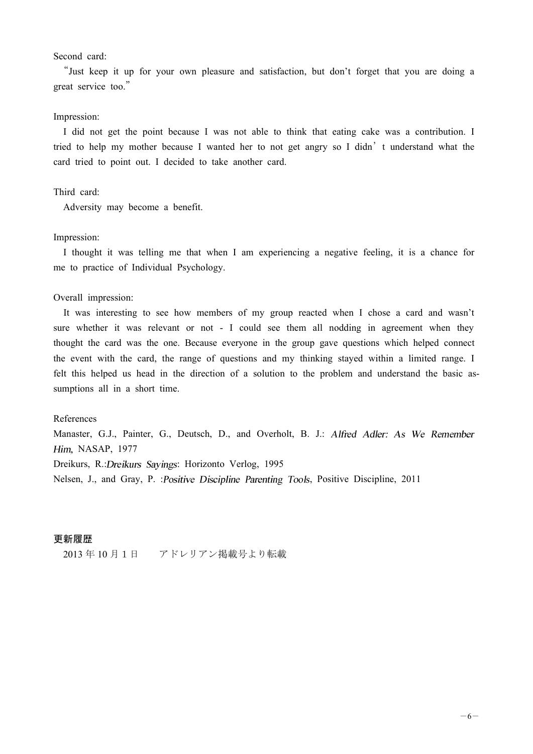Second card:

"Just keep it up for your own pleasure and satisfaction, but don't forget that you are doing a great service too."

Impression:

I did not get the point because I was not able to think that eating cake was a contribution. I tried to help my mother because I wanted her to not get angry so I didn't understand what the card tried to point out. I decided to take another card.

Third card:

Adversity may become a benefit.

Impression:

I thought it was telling me that when I am experiencing a negative feeling, it is a chance for me to practice of Individual Psychology.

Overall impression:

It was interesting to see how members of my group reacted when I chose a card and wasn't sure whether it was relevant or not - I could see them all nodding in agreement when they thought the card was the one. Because everyone in the group gave questions which helped connect the event with the card, the range of questions and my thinking stayed within a limited range. I felt this helped us head in the direction of a solution to the problem and understand the basic assumptions all in a short time.

References

Manaster, G.J., Painter, G., Deutsch, D., and Overholt, B. J.: *Alfred Adler: As We Remember Him*, NASAP, 1977

Dreikurs, R.:*Dreikurs Sayings*: Horizonto Verlog, 1995

Nelsen, J., and Gray, P. :*Positive Discipline Parenting Tools*, Positive Discipline, 2011

**更新履歴**

2013 年 10 月 1 日　　アドレリアン掲載号より転載